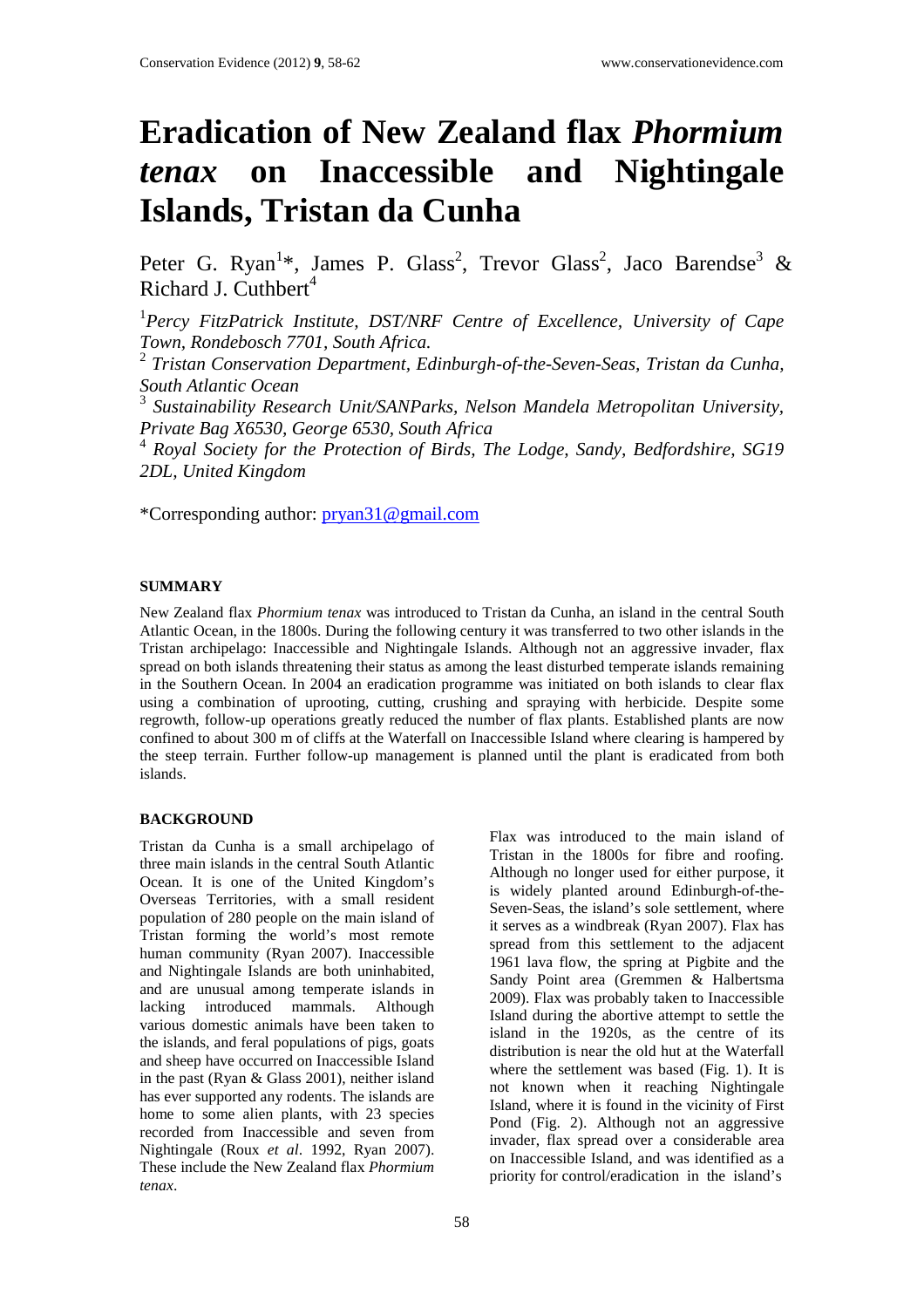# Eradication of New Zealand flax *Phormium tenax* on Inaccessible and Nightingale Islands, Tristan da Cunha

Peter G. Ryan[1]*, James P. Glass[2], Trevor Glass[2], Jaco Barendse[3] & Richard J. Cuthbert[4]

[1] *Percy FitzPatrick Institute, DST/NRF Centre of Excellence, University of Cape Town, Rondebosch 7701, South Africa.*

[2] *Tristan Conservation Department, Edinburgh-of-the-Seven-Seas, Tristan da Cunha, South Atlantic Ocean*

[3] *Sustainability Research Unit/SANParks, Nelson Mandela Metropolitan University, Private Bag X6530, George 6530, South Africa*

[4] *Royal Society for the Protection of Birds, The Lodge, Sandy, Bedfordshire, SG19 2DL, United Kingdom*

*Corresponding author: pryan31@gmail.com

## SUMMARY

New Zealand flax *Phormium tenax* was introduced to Tristan da Cunha, an island in the central South Atlantic Ocean, in the 1800s. During the following century it was transferred to two other islands in the Tristan archipelago: Inaccessible and Nightingale Islands. Although not an aggressive invader, flax spread on both islands threatening their status as among the least disturbed temperate islands remaining in the Southern Ocean. In 2004 an eradication programme was initiated on both islands to clear flax using a combination of uprooting, cutting, crushing and spraying with herbicide. Despite some regrowth, follow-up operations greatly reduced the number of flax plants. Established plants are now confined to about 300 m of cliffs at the Waterfall on Inaccessible Island where clearing is hampered by the steep terrain. Further follow-up management is planned until the plant is eradicated from both islands.

## BACKGROUND

Tristan da Cunha is a small archipelago of three main islands in the central South Atlantic Ocean. It is one of the United Kingdom's Overseas Territories, with a small resident population of 280 people on the main island of Tristan forming the world's most remote human community (Ryan 2007). Inaccessible and Nightingale Islands are both uninhabited, and are unusual among temperate islands in lacking introduced mammals. Although various domestic animals have been taken to the islands, and feral populations of pigs, goats and sheep have occurred on Inaccessible Island in the past (Ryan & Glass 2001), neither island has ever supported any rodents. The islands are home to some alien plants, with 23 species recorded from Inaccessible and seven from Nightingale (Roux *et al*. 1992, Ryan 2007). These include the New Zealand flax *Phormium tenax*.

Flax was introduced to the main island of Tristan in the 1800s for fibre and roofing. Although no longer used for either purpose, it is widely planted around Edinburgh-of-the-Seven-Seas, the island's sole settlement, where it serves as a windbreak (Ryan 2007). Flax has spread from this settlement to the adjacent 1961 lava flow, the spring at Pigbite and the Sandy Point area (Gremmen & Halbertsma 2009). Flax was probably taken to Inaccessible Island during the abortive attempt to settle the island in the 1920s, as the centre of its distribution is near the old hut at the Waterfall where the settlement was based (Fig. 1). It is not known when it reaching Nightingale Island, where it is found in the vicinity of First Pond (Fig. 2). Although not an aggressive invader, flax spread over a considerable area on Inaccessible Island, and was identified as a priority for control/eradication in the island's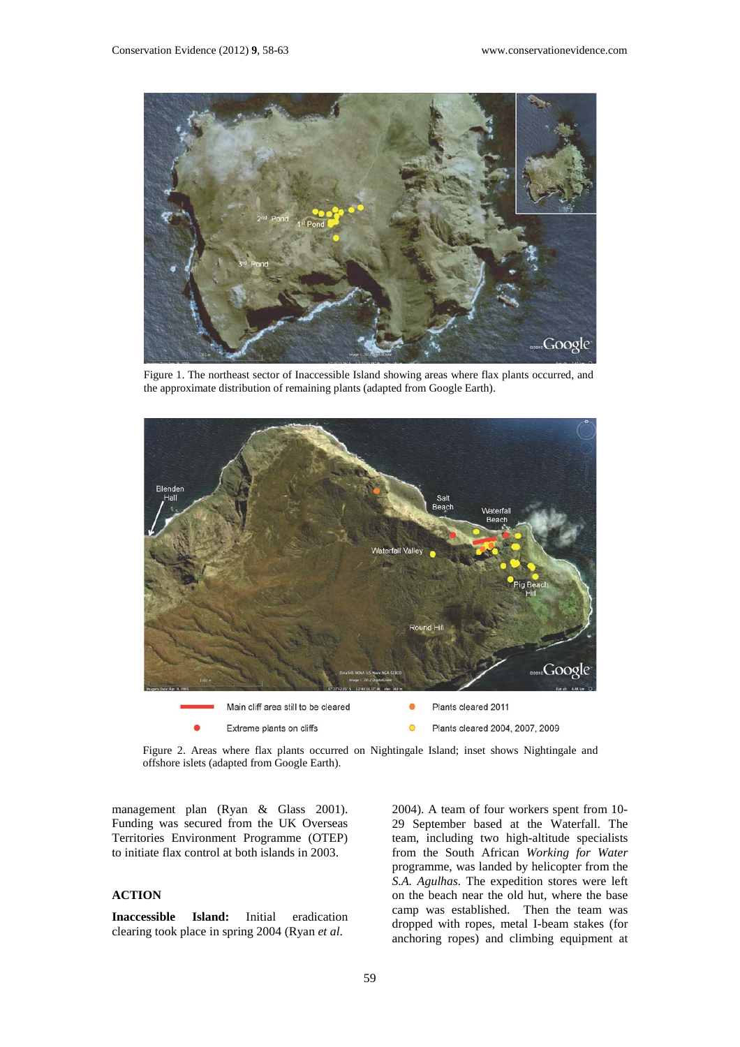Figure 1. The northeast sector of Inaccessible Island showing areas where flax plants occurred, and the approximate distribution of remaining plants (adapted from Google Earth).

Figure 2. Areas where flax plants occurred on Nightingale Island; inset shows Nightingale and offshore islets (adapted from Google Earth).

management plan (Ryan & Glass 2001). Funding was secured from the UK Overseas Territories Environment Programme (OTEP) to initiate flax control at both islands in 2003.

## ACTION

**Inaccessible Island:** Initial eradication clearing took place in spring 2004 (Ryan *et al*. 2004). A team of four workers spent from 10-29 September based at the Waterfall. The team, including two high-altitude specialists from the South African *Working for Water* programme, was landed by helicopter from the *S.A. Agulhas*. The expedition stores were left on the beach near the old hut, where the base camp was established. Then the team was dropped with ropes, metal I-beam stakes (for anchoring ropes) and climbing equipment at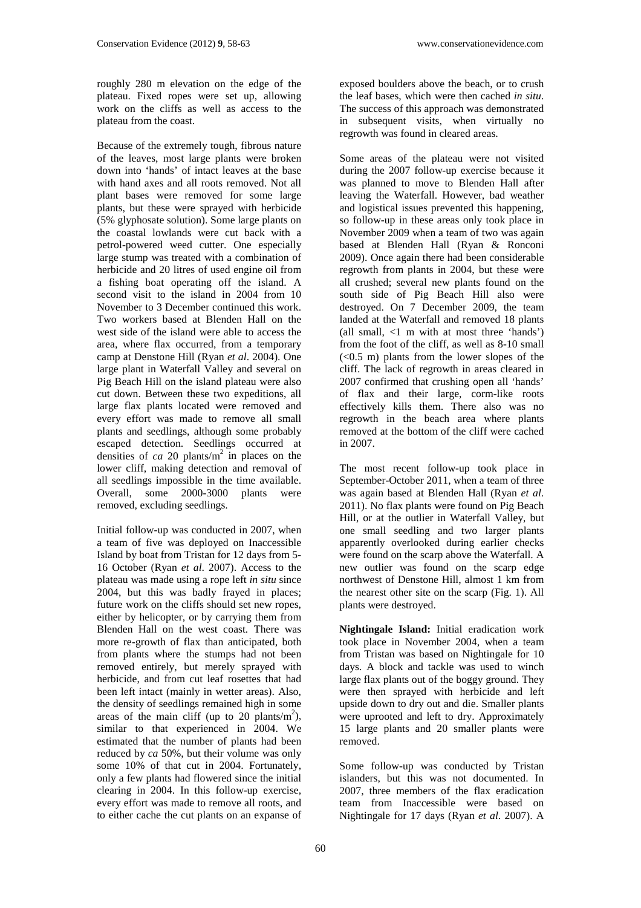roughly 280 m elevation on the edge of the plateau. Fixed ropes were set up, allowing work on the cliffs as well as access to the plateau from the coast.

Because of the extremely tough, fibrous nature of the leaves, most large plants were broken down into 'hands' of intact leaves at the base with hand axes and all roots removed. Not all plant bases were removed for some large plants, but these were sprayed with herbicide (5% glyphosate solution). Some large plants on the coastal lowlands were cut back with a petrol-powered weed cutter. One especially large stump was treated with a combination of herbicide and 20 litres of used engine oil from a fishing boat operating off the island. A second visit to the island in 2004 from 10 November to 3 December continued this work. Two workers based at Blenden Hall on the west side of the island were able to access the area, where flax occurred, from a temporary camp at Denstone Hill (Ryan *et al*. 2004). One large plant in Waterfall Valley and several on Pig Beach Hill on the island plateau were also cut down. Between these two expeditions, all large flax plants located were removed and every effort was made to remove all small plants and seedlings, although some probably escaped detection. Seedlings occurred at densities of *ca* 20 plants/m$^2$ in places on the lower cliff, making detection and removal of all seedlings impossible in the time available. Overall, some 2000-3000 plants were removed, excluding seedlings.

Initial follow-up was conducted in 2007, when a team of five was deployed on Inaccessible Island by boat from Tristan for 12 days from 5-16 October (Ryan *et al*. 2007). Access to the plateau was made using a rope left *in situ* since 2004, but this was badly frayed in places; future work on the cliffs should set new ropes, either by helicopter, or by carrying them from Blenden Hall on the west coast. There was more re-growth of flax than anticipated, both from plants where the stumps had not been removed entirely, but merely sprayed with herbicide, and from cut leaf rosettes that had been left intact (mainly in wetter areas). Also, the density of seedlings remained high in some areas of the main cliff (up to 20 plants/m$^2$), similar to that experienced in 2004. We estimated that the number of plants had been reduced by *ca* 50%, but their volume was only some 10% of that cut in 2004. Fortunately, only a few plants had flowered since the initial clearing in 2004. In this follow-up exercise, every effort was made to remove all roots, and to either cache the cut plants on an expanse of exposed boulders above the beach, or to crush the leaf bases, which were then cached *in situ*. The success of this approach was demonstrated in subsequent visits, when virtually no regrowth was found in cleared areas.

Some areas of the plateau were not visited during the 2007 follow-up exercise because it was planned to move to Blenden Hall after leaving the Waterfall. However, bad weather and logistical issues prevented this happening, so follow-up in these areas only took place in November 2009 when a team of two was again based at Blenden Hall (Ryan & Ronconi 2009). Once again there had been considerable regrowth from plants in 2004, but these were all crushed; several new plants found on the south side of Pig Beach Hill also were destroyed. On 7 December 2009, the team landed at the Waterfall and removed 18 plants (all small, <1 m with at most three 'hands') from the foot of the cliff, as well as 8-10 small (<0.5 m) plants from the lower slopes of the cliff. The lack of regrowth in areas cleared in 2007 confirmed that crushing open all 'hands' of flax and their large, corm-like roots effectively kills them. There also was no regrowth in the beach area where plants removed at the bottom of the cliff were cached in 2007.

The most recent follow-up took place in September-October 2011, when a team of three was again based at Blenden Hall (Ryan *et al*. 2011). No flax plants were found on Pig Beach Hill, or at the outlier in Waterfall Valley, but one small seedling and two larger plants apparently overlooked during earlier checks were found on the scarp above the Waterfall. A new outlier was found on the scarp edge northwest of Denstone Hill, almost 1 km from the nearest other site on the scarp (Fig. 1). All plants were destroyed.

**Nightingale Island:** Initial eradication work took place in November 2004, when a team from Tristan was based on Nightingale for 10 days. A block and tackle was used to winch large flax plants out of the boggy ground. They were then sprayed with herbicide and left upside down to dry out and die. Smaller plants were uprooted and left to dry. Approximately 15 large plants and 20 smaller plants were removed.

Some follow-up was conducted by Tristan islanders, but this was not documented. In 2007, three members of the flax eradication team from Inaccessible were based on Nightingale for 17 days (Ryan *et al*. 2007). A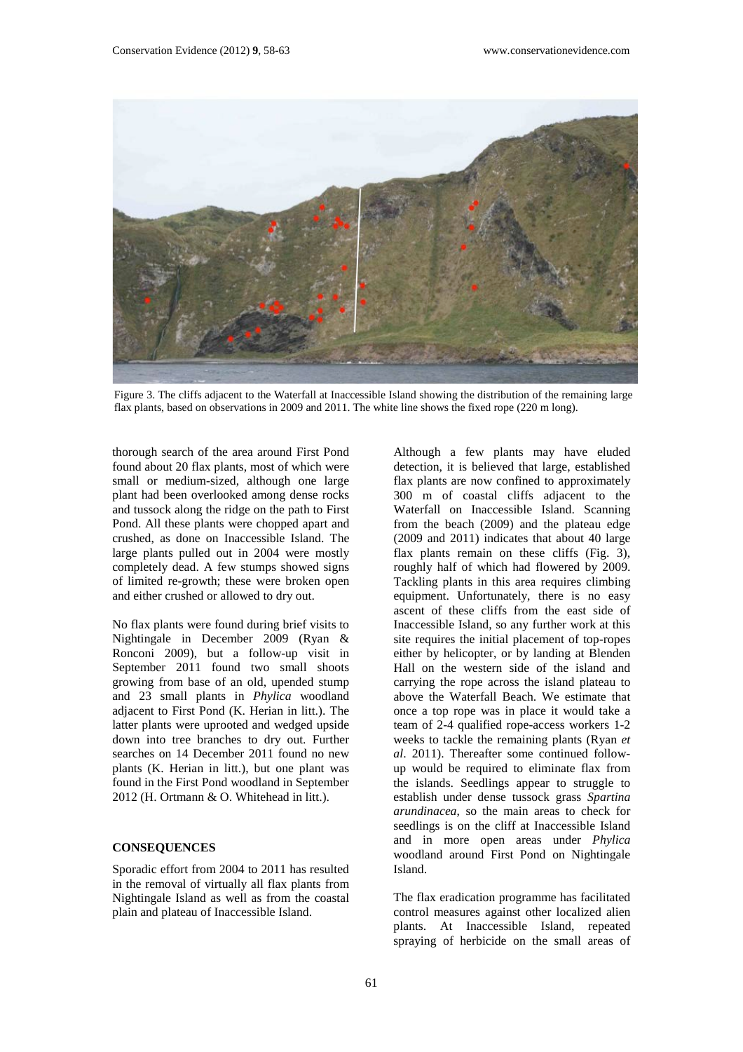Figure 3. The cliffs adjacent to the Waterfall at Inaccessible Island showing the distribution of the remaining large flax plants, based on observations in 2009 and 2011. The white line shows the fixed rope (220 m long).

thorough search of the area around First Pond found about 20 flax plants, most of which were small or medium-sized, although one large plant had been overlooked among dense rocks and tussock along the ridge on the path to First Pond. All these plants were chopped apart and crushed, as done on Inaccessible Island. The large plants pulled out in 2004 were mostly completely dead. A few stumps showed signs of limited re-growth; these were broken open and either crushed or allowed to dry out.

No flax plants were found during brief visits to Nightingale in December 2009 (Ryan & Ronconi 2009), but a follow-up visit in September 2011 found two small shoots growing from base of an old, upended stump and 23 small plants in *Phylica* woodland adjacent to First Pond (K. Herian in litt.). The latter plants were uprooted and wedged upside down into tree branches to dry out. Further searches on 14 December 2011 found no new plants (K. Herian in litt.), but one plant was found in the First Pond woodland in September 2012 (H. Ortmann & O. Whitehead in litt.).

## CONSEQUENCES

Sporadic effort from 2004 to 2011 has resulted in the removal of virtually all flax plants from Nightingale Island as well as from the coastal plain and plateau of Inaccessible Island.

Although a few plants may have eluded detection, it is believed that large, established flax plants are now confined to approximately 300 m of coastal cliffs adjacent to the Waterfall on Inaccessible Island. Scanning from the beach (2009) and the plateau edge (2009 and 2011) indicates that about 40 large flax plants remain on these cliffs (Fig. 3), roughly half of which had flowered by 2009. Tackling plants in this area requires climbing equipment. Unfortunately, there is no easy ascent of these cliffs from the east side of Inaccessible Island, so any further work at this site requires the initial placement of top-ropes either by helicopter, or by landing at Blenden Hall on the western side of the island and carrying the rope across the island plateau to above the Waterfall Beach. We estimate that once a top rope was in place it would take a team of 2-4 qualified rope-access workers 1-2 weeks to tackle the remaining plants (Ryan *et al*. 2011). Thereafter some continued follow-up would be required to eliminate flax from the islands. Seedlings appear to struggle to establish under dense tussock grass *Spartina arundinacea*, so the main areas to check for seedlings is on the cliff at Inaccessible Island and in more open areas under *Phylica* woodland around First Pond on Nightingale Island.

The flax eradication programme has facilitated control measures against other localized alien plants. At Inaccessible Island, repeated spraying of herbicide on the small areas of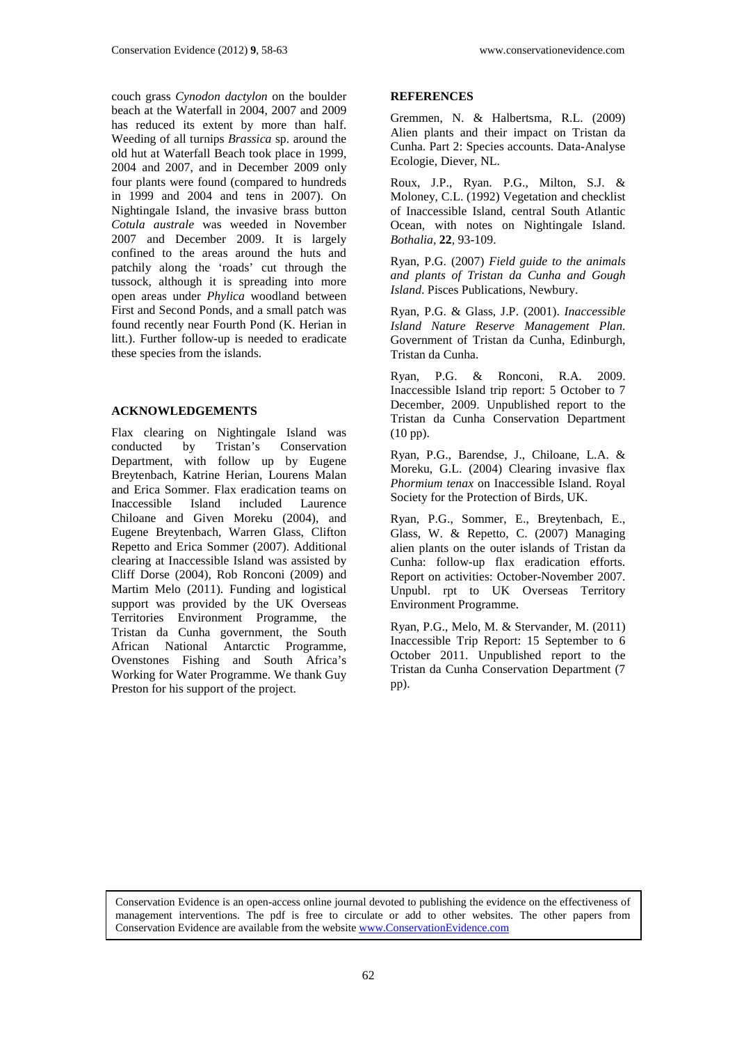couch grass *Cynodon dactylon* on the boulder beach at the Waterfall in 2004, 2007 and 2009 has reduced its extent by more than half. Weeding of all turnips *Brassica* sp. around the old hut at Waterfall Beach took place in 1999, 2004 and 2007, and in December 2009 only four plants were found (compared to hundreds in 1999 and 2004 and tens in 2007). On Nightingale Island, the invasive brass button *Cotula australe* was weeded in November 2007 and December 2009. It is largely confined to the areas around the huts and patchily along the 'roads' cut through the tussock, although it is spreading into more open areas under *Phylica* woodland between First and Second Ponds, and a small patch was found recently near Fourth Pond (K. Herian in litt.). Further follow-up is needed to eradicate these species from the islands.

## ACKNOWLEDGEMENTS

Flax clearing on Nightingale Island was conducted by Tristan's Conservation Department, with follow up by Eugene Breytenbach, Katrine Herian, Lourens Malan and Erica Sommer. Flax eradication teams on Inaccessible Island included Laurence Chiloane and Given Moreku (2004), and Eugene Breytenbach, Warren Glass, Clifton Repetto and Erica Sommer (2007). Additional clearing at Inaccessible Island was assisted by Cliff Dorse (2004), Rob Ronconi (2009) and Martim Melo (2011). Funding and logistical support was provided by the UK Overseas Territories Environment Programme, the Tristan da Cunha government, the South African National Antarctic Programme, Ovenstones Fishing and South Africa's Working for Water Programme. We thank Guy Preston for his support of the project.

## REFERENCES

Gremmen, N. & Halbertsma, R.L. (2009) Alien plants and their impact on Tristan da Cunha. Part 2: Species accounts. Data-Analyse Ecologie, Diever, NL.

Roux, J.P., Ryan. P.G., Milton, S.J. & Moloney, C.L. (1992) Vegetation and checklist of Inaccessible Island, central South Atlantic Ocean, with notes on Nightingale Island. *Bothalia*, **22**, 93-109.

Ryan, P.G. (2007) *Field guide to the animals and plants of Tristan da Cunha and Gough Island.* Pisces Publications, Newbury.

Ryan, P.G. & Glass, J.P. (2001). *Inaccessible Island Nature Reserve Management Plan.* Government of Tristan da Cunha, Edinburgh, Tristan da Cunha.

Ryan, P.G. & Ronconi, R.A. 2009. Inaccessible Island trip report: 5 October to 7 December, 2009. Unpublished report to the Tristan da Cunha Conservation Department (10 pp).

Ryan, P.G., Barendse, J., Chiloane, L.A. & Moreku, G.L. (2004) Clearing invasive flax *Phormium tenax* on Inaccessible Island. Royal Society for the Protection of Birds, UK.

Ryan, P.G., Sommer, E., Breytenbach, E., Glass, W. & Repetto, C. (2007) Managing alien plants on the outer islands of Tristan da Cunha: follow-up flax eradication efforts. Report on activities: October-November 2007. Unpubl. rpt to UK Overseas Territory Environment Programme.

Ryan, P.G., Melo, M. & Stervander, M. (2011) Inaccessible Trip Report: 15 September to 6 October 2011. Unpublished report to the Tristan da Cunha Conservation Department (7 pp).

Conservation Evidence is an open-access online journal devoted to publishing the evidence on the effectiveness of management interventions. The pdf is free to circulate or add to other websites. The other papers from Conservation Evidence are available from the website www.ConservationEvidence.com